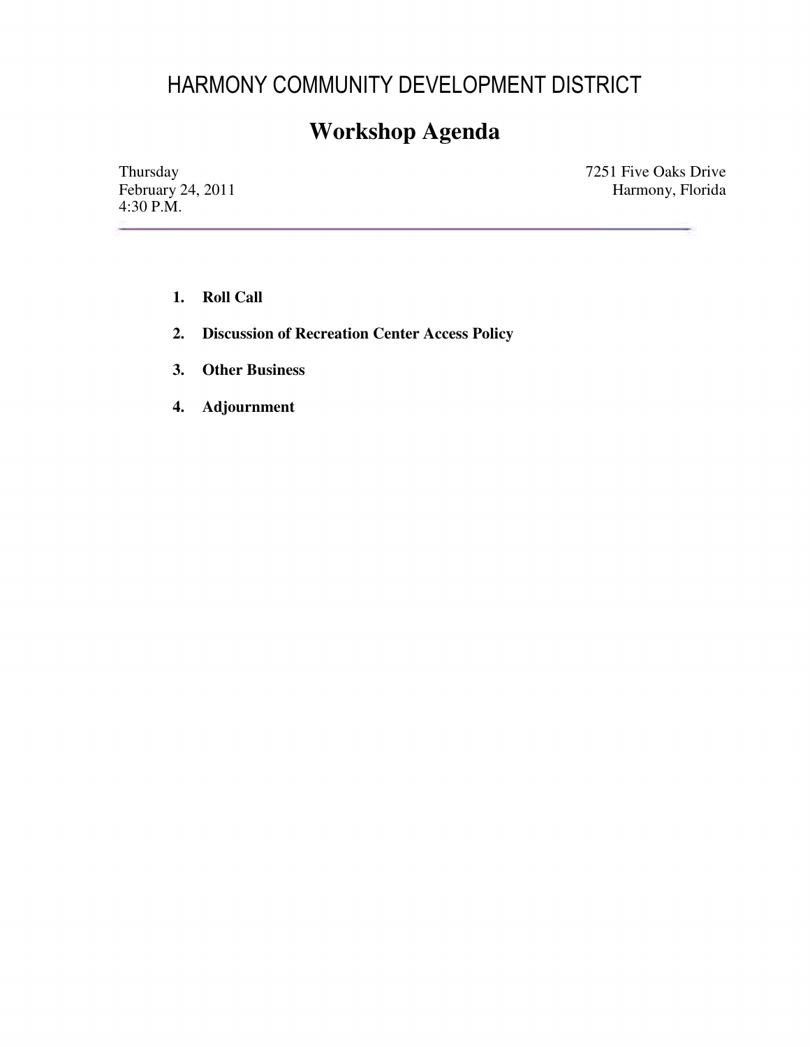# HARMONY COMMUNITY DEVELOPMENT DISTRICT

## Workshop Agenda

Thursday
February 24, 2011
4:30 P.M.

7251 Five Oaks Drive
Harmony, Florida

---

1. **Roll Call**
2. **Discussion of Recreation Center Access Policy**
3. **Other Business**
4. **Adjournment**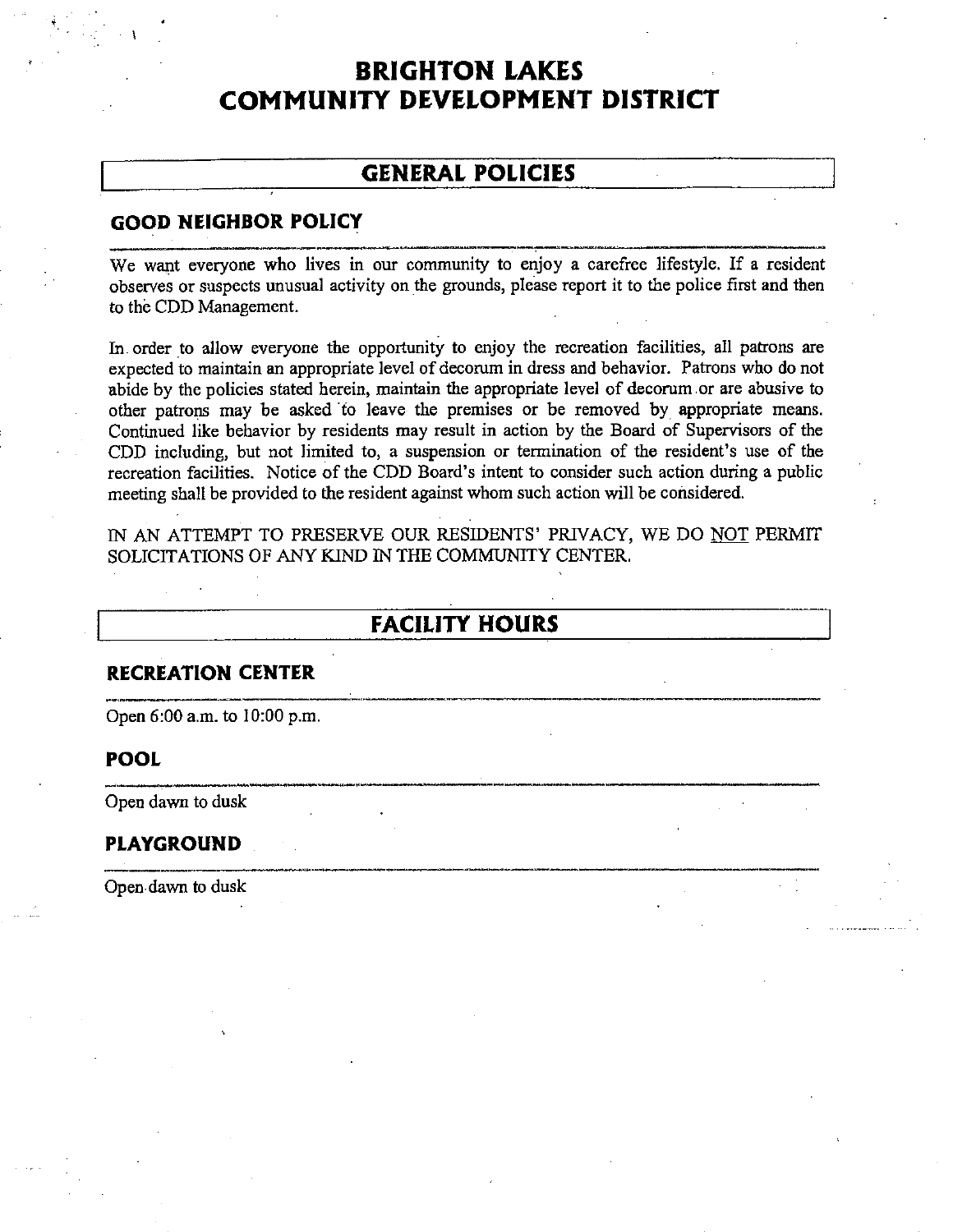# BRIGHTON LAKES COMMUNITY DEVELOPMENT DISTRICT

## GENERAL POLICIES

### GOOD NEIGHBOR POLICY

We want everyone who lives in our community to enjoy a carefree lifestyle. If a resident observes or suspects unusual activity on the grounds, please report it to the police first and then to the CDD Management.

In order to allow everyone the opportunity to enjoy the recreation facilities, all patrons are expected to maintain an appropriate level of decorum in dress and behavior. Patrons who do not abide by the policies stated herein, maintain the appropriate level of decorum or are abusive to other patrons may be asked to leave the premises or be removed by appropriate means. Continued like behavior by residents may result in action by the Board of Supervisors of the CDD including, but not limited to, a suspension or termination of the resident's use of the recreation facilities. Notice of the CDD Board's intent to consider such action during a public meeting shall be provided to the resident against whom such action will be considered.

IN AN ATTEMPT TO PRESERVE OUR RESIDENTS' PRIVACY, WE DO NOT PERMIT SOLICITATIONS OF ANY KIND IN THE COMMUNITY CENTER.

## FACILITY HOURS

### RECREATION CENTER

Open 6:00 a.m. to 10:00 p.m.

### POOL

Open dawn to dusk

### PLAYGROUND

Open dawn to dusk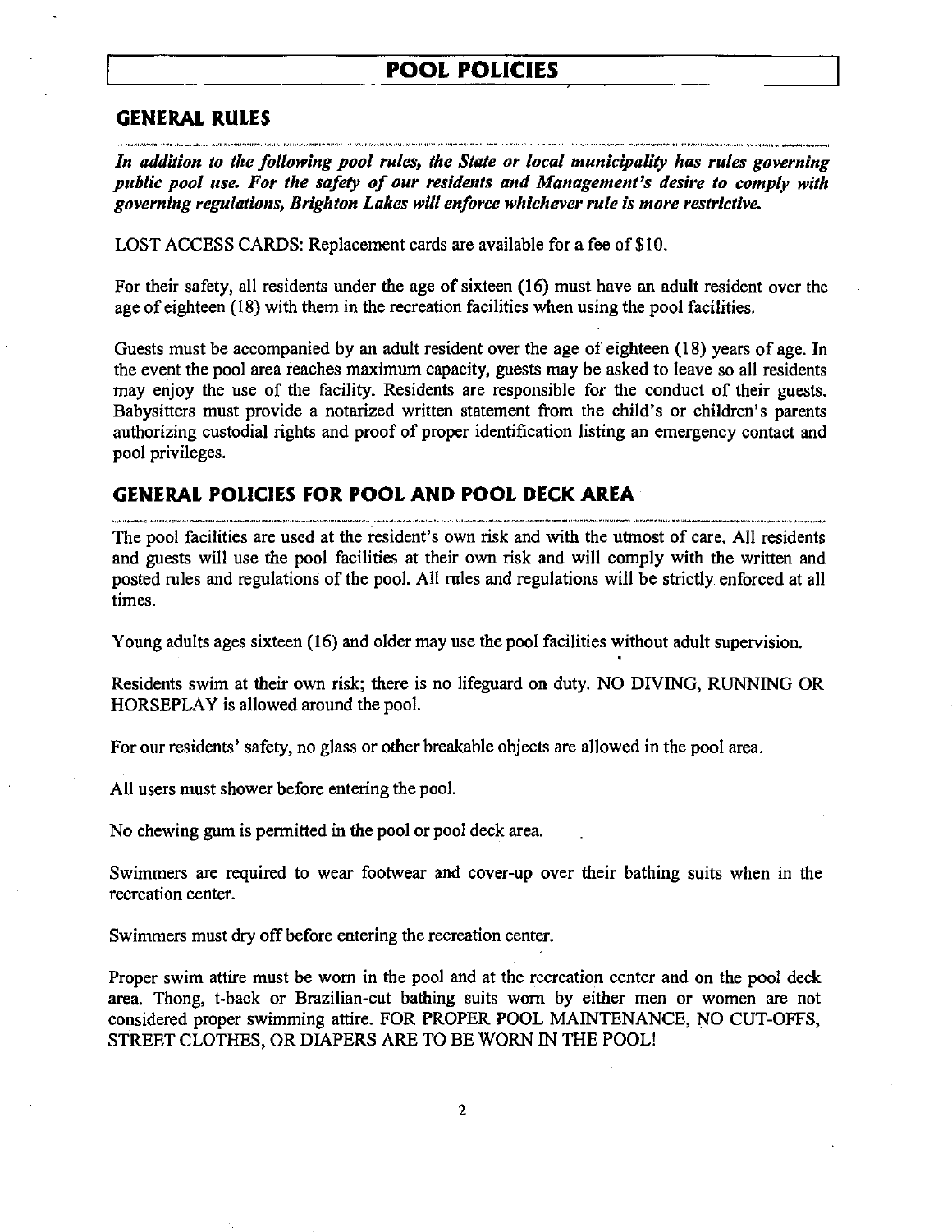# POOL POLICIES

## GENERAL RULES

***In addition to the following pool rules, the State or local municipality has rules governing public pool use. For the safety of our residents and Management's desire to comply with governing regulations, Brighton Lakes will enforce whichever rule is more restrictive.***

LOST ACCESS CARDS: Replacement cards are available for a fee of $10.

For their safety, all residents under the age of sixteen (16) must have an adult resident over the age of eighteen (18) with them in the recreation facilities when using the pool facilities.

Guests must be accompanied by an adult resident over the age of eighteen (18) years of age. In the event the pool area reaches maximum capacity, guests may be asked to leave so all residents may enjoy the use of the facility. Residents are responsible for the conduct of their guests. Babysitters must provide a notarized written statement from the child's or children's parents authorizing custodial rights and proof of proper identification listing an emergency contact and pool privileges.

## GENERAL POLICIES FOR POOL AND POOL DECK AREA

The pool facilities are used at the resident's own risk and with the utmost of care. All residents and guests will use the pool facilities at their own risk and will comply with the written and posted rules and regulations of the pool. All rules and regulations will be strictly enforced at all times.

Young adults ages sixteen (16) and older may use the pool facilities without adult supervision.

Residents swim at their own risk; there is no lifeguard on duty. NO DIVING, RUNNING OR HORSEPLAY is allowed around the pool.

For our residents' safety, no glass or other breakable objects are allowed in the pool area.

All users must shower before entering the pool.

No chewing gum is permitted in the pool or pool deck area.

Swimmers are required to wear footwear and cover-up over their bathing suits when in the recreation center.

Swimmers must dry off before entering the recreation center.

Proper swim attire must be worn in the pool and at the recreation center and on the pool deck area. Thong, t-back or Brazilian-cut bathing suits worn by either men or women are not considered proper swimming attire. FOR PROPER POOL MAINTENANCE, NO CUT-OFFS, STREET CLOTHES, OR DIAPERS ARE TO BE WORN IN THE POOL!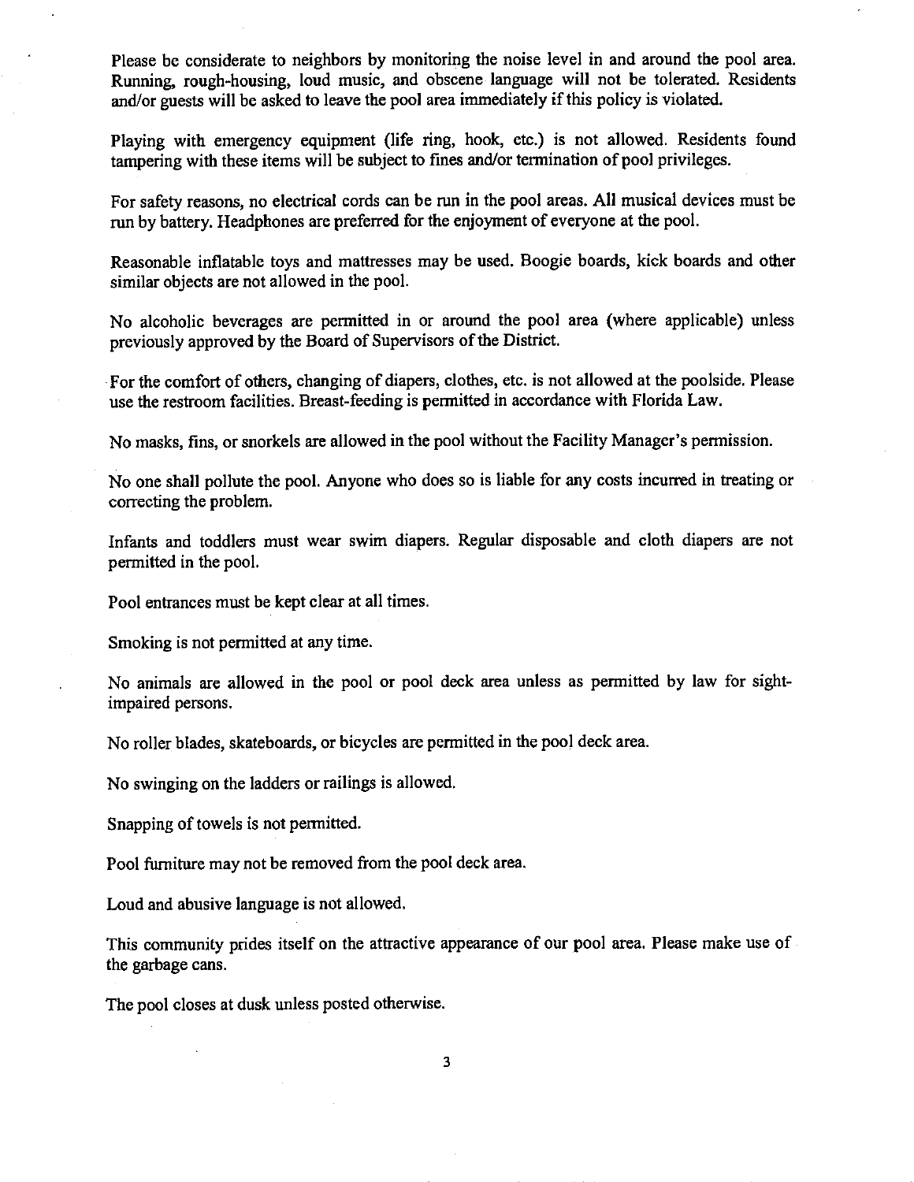Please be considerate to neighbors by monitoring the noise level in and around the pool area. Running, rough-housing, loud music, and obscene language will not be tolerated. Residents and/or guests will be asked to leave the pool area immediately if this policy is violated.

Playing with emergency equipment (life ring, hook, etc.) is not allowed. Residents found tampering with these items will be subject to fines and/or termination of pool privileges.

For safety reasons, no electrical cords can be run in the pool areas. All musical devices must be run by battery. Headphones are preferred for the enjoyment of everyone at the pool.

Reasonable inflatable toys and mattresses may be used. Boogie boards, kick boards and other similar objects are not allowed in the pool.

No alcoholic beverages are permitted in or around the pool area (where applicable) unless previously approved by the Board of Supervisors of the District.

For the comfort of others, changing of diapers, clothes, etc. is not allowed at the poolside. Please use the restroom facilities. Breast-feeding is permitted in accordance with Florida Law.

No masks, fins, or snorkels are allowed in the pool without the Facility Manager's permission.

No one shall pollute the pool. Anyone who does so is liable for any costs incurred in treating or correcting the problem.

Infants and toddlers must wear swim diapers. Regular disposable and cloth diapers are not permitted in the pool.

Pool entrances must be kept clear at all times.

Smoking is not permitted at any time.

No animals are allowed in the pool or pool deck area unless as permitted by law for sight-impaired persons.

No roller blades, skateboards, or bicycles are permitted in the pool deck area.

No swinging on the ladders or railings is allowed.

Snapping of towels is not permitted.

Pool furniture may not be removed from the pool deck area.

Loud and abusive language is not allowed.

This community prides itself on the attractive appearance of our pool area. Please make use of the garbage cans.

The pool closes at dusk unless posted otherwise.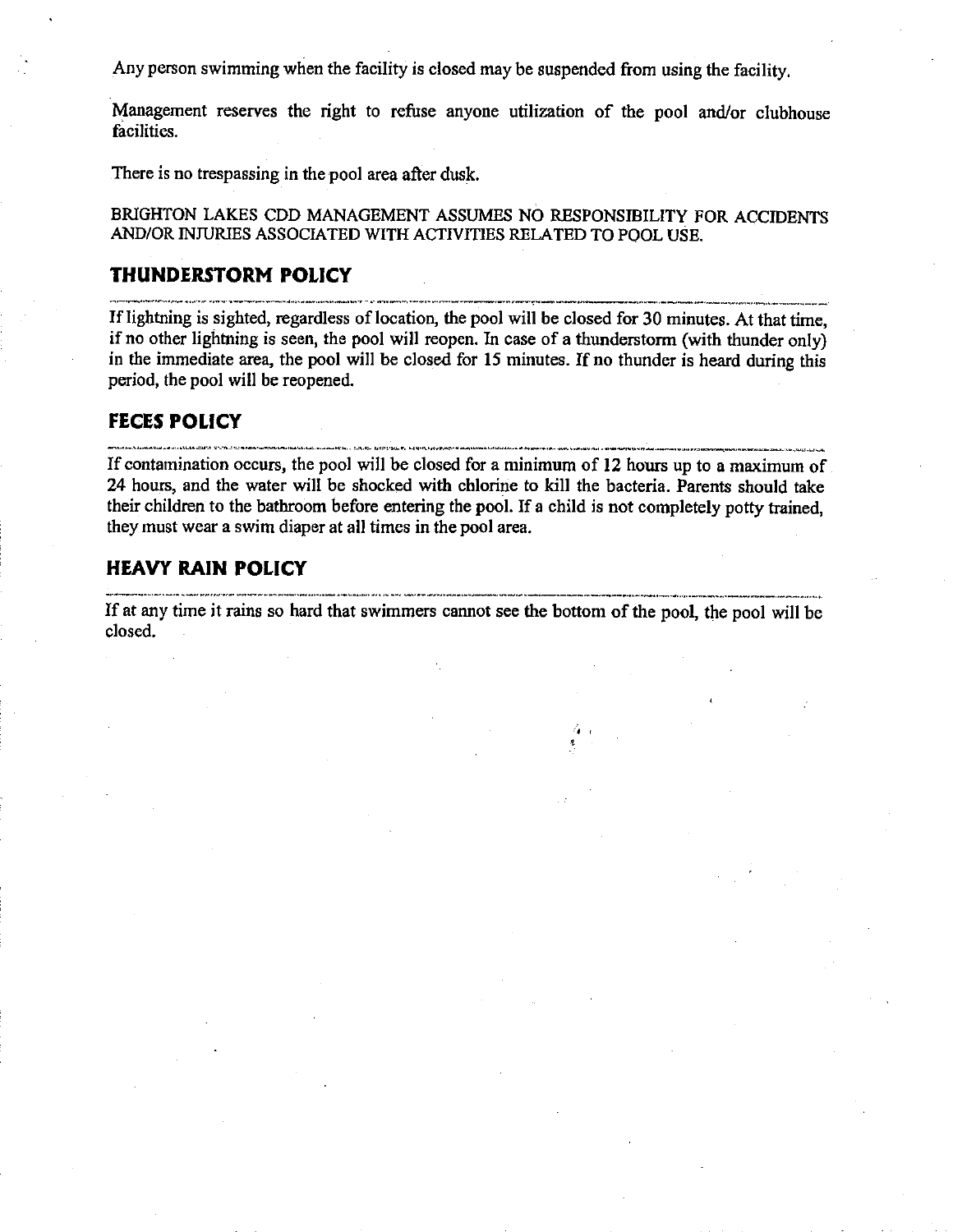Any person swimming when the facility is closed may be suspended from using the facility.

Management reserves the right to refuse anyone utilization of the pool and/or clubhouse facilities.

There is no trespassing in the pool area after dusk.

BRIGHTON LAKES CDD MANAGEMENT ASSUMES NO RESPONSIBILITY FOR ACCIDENTS AND/OR INJURIES ASSOCIATED WITH ACTIVITIES RELATED TO POOL USE.

## THUNDERSTORM POLICY

If lightning is sighted, regardless of location, the pool will be closed for 30 minutes. At that time, if no other lightning is seen, the pool will reopen. In case of a thunderstorm (with thunder only) in the immediate area, the pool will be closed for 15 minutes. If no thunder is heard during this period, the pool will be reopened.

## FECES POLICY

If contamination occurs, the pool will be closed for a minimum of 12 hours up to a maximum of 24 hours, and the water will be shocked with chlorine to kill the bacteria. Parents should take their children to the bathroom before entering the pool. If a child is not completely potty trained, they must wear a swim diaper at all times in the pool area.

## HEAVY RAIN POLICY

If at any time it rains so hard that swimmers cannot see the bottom of the pool, the pool will be closed.